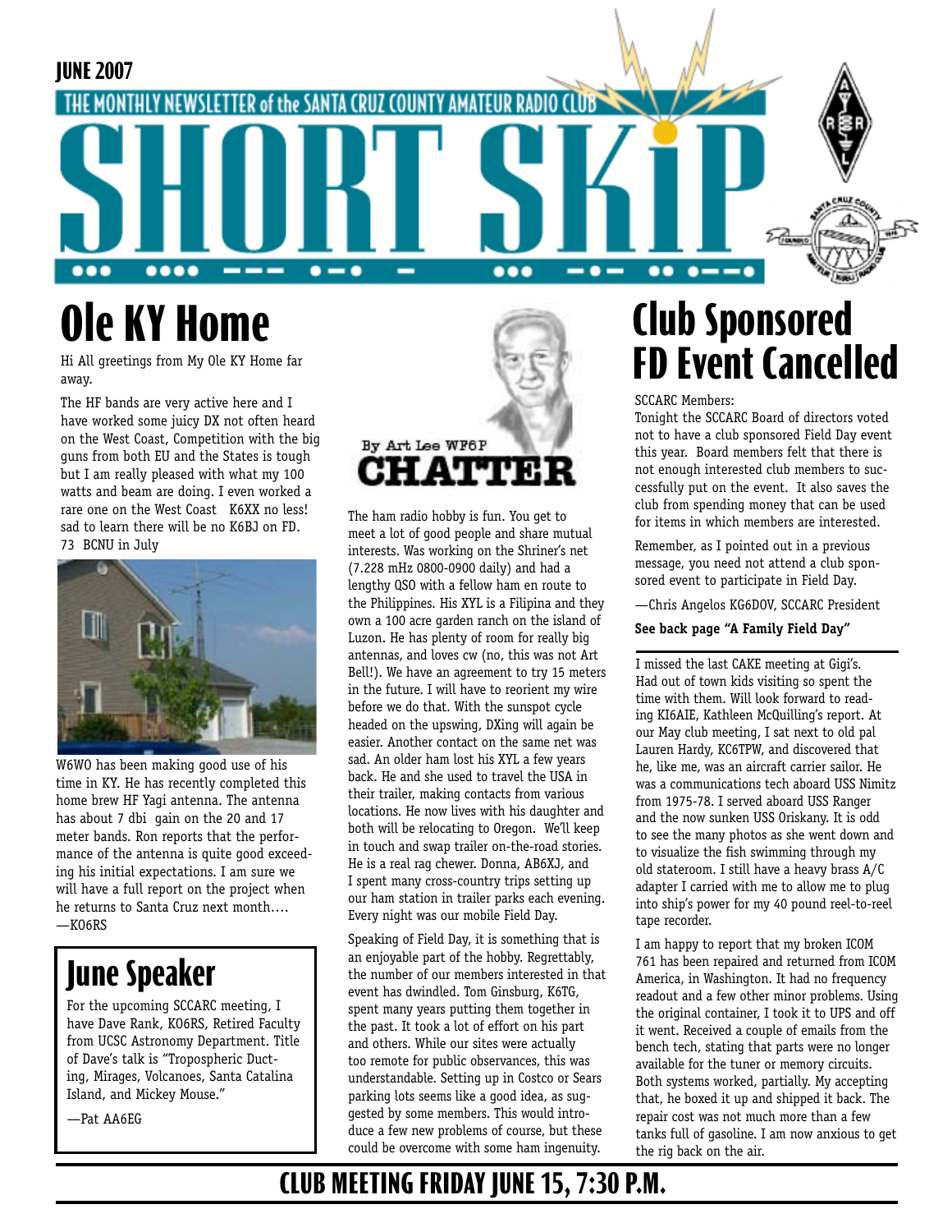JUNE 2007

THE MONTHLY NEWSLETTER of the SANTA CRUZ COUNTY AMATEUR RADIO CLUB

# SHORT SKiP

## Ole KY Home

Hi All greetings from My Ole KY Home far away.

The HF bands are very active here and I have worked some juicy DX not often heard on the West Coast, Competition with the big guns from both EU and the States is tough but I am really pleased with what my 100 watts and beam are doing. I even worked a rare one on the West Coast K6XX no less! sad to learn there will be no K6BJ on FD. 73 BCNU in July

W6WO has been making good use of his time in KY. He has recently completed this home brew HF Yagi antenna. The antenna has about 7 dbi gain on the 20 and 17 meter bands. Ron reports that the performance of the antenna is quite good exceeding his initial expectations. I am sure we will have a full report on the project when he returns to Santa Cruz next month….
—KO6RS

## June Speaker

For the upcoming SCCARC meeting, I have Dave Rank, KO6RS, Retired Faculty from UCSC Astronomy Department. Title of Dave's talk is "Tropospheric Ducting, Mirages, Volcanoes, Santa Catalina Island, and Mickey Mouse."

—Pat AA6EG

## CHATTER

By Art Lee WF6P

The ham radio hobby is fun. You get to meet a lot of good people and share mutual interests. Was working on the Shriner's net (7.228 mHz 0800-0900 daily) and had a lengthy QSO with a fellow ham en route to the Philippines. His XYL is a Filipina and they own a 100 acre garden ranch on the island of Luzon. He has plenty of room for really big antennas, and loves cw (no, this was not Art Bell!). We have an agreement to try 15 meters in the future. I will have to reorient my wire before we do that. With the sunspot cycle headed on the upswing, DXing will again be easier. Another contact on the same net was sad. An older ham lost his XYL a few years back. He and she used to travel the USA in their trailer, making contacts from various locations. He now lives with his daughter and both will be relocating to Oregon. We'll keep in touch and swap trailer on-the-road stories. He is a real rag chewer. Donna, AB6XJ, and I spent many cross-country trips setting up our ham station in trailer parks each evening. Every night was our mobile Field Day.

Speaking of Field Day, it is something that is an enjoyable part of the hobby. Regrettably, the number of our members interested in that event has dwindled. Tom Ginsburg, K6TG, spent many years putting them together in the past. It took a lot of effort on his part and others. While our sites were actually too remote for public observances, this was understandable. Setting up in Costco or Sears parking lots seems like a good idea, as suggested by some members. This would introduce a few new problems of course, but these could be overcome with some ham ingenuity.

I missed the last CAKE meeting at Gigi's. Had out of town kids visiting so spent the time with them. Will look forward to reading KI6AIE, Kathleen McQuilling's report. At our May club meeting, I sat next to old pal Lauren Hardy, KC6TPW, and discovered that he, like me, was an aircraft carrier sailor. He was a communications tech aboard USS Nimitz from 1975-78. I served aboard USS Ranger and the now sunken USS Oriskany. It is odd to see the many photos as she went down and to visualize the fish swimming through my old stateroom. I still have a heavy brass A/C adapter I carried with me to allow me to plug into ship's power for my 40 pound reel-to-reel tape recorder.

I am happy to report that my broken ICOM 761 has been repaired and returned from ICOM America, in Washington. It had no frequency readout and a few other minor problems. Using the original container, I took it to UPS and off it went. Received a couple of emails from the bench tech, stating that parts were no longer available for the tuner or memory circuits. Both systems worked, partially. My accepting that, he boxed it up and shipped it back. The repair cost was not much more than a few tanks full of gasoline. I am now anxious to get the rig back on the air.

## Club Sponsored FD Event Cancelled

SCCARC Members:

Tonight the SCCARC Board of directors voted not to have a club sponsored Field Day event this year. Board members felt that there is not enough interested club members to successfully put on the event. It also saves the club from spending money that can be used for items in which members are interested.

Remember, as I pointed out in a previous message, you need not attend a club sponsored event to participate in Field Day.

—Chris Angelos KG6DOV, SCCARC President

**See back page "A Family Field Day"**

**CLUB MEETING FRIDAY JUNE 15, 7:30 P.M.**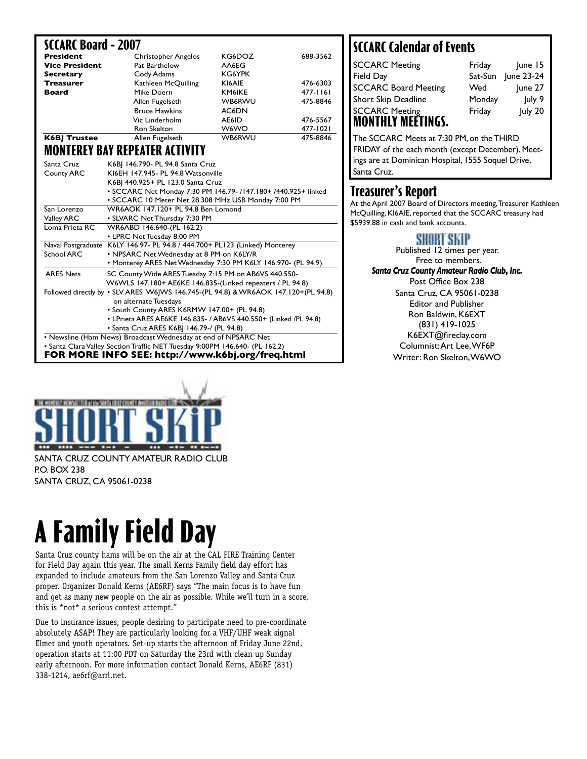## SCCARC Board - 2007

| | | | |
|---|---|---|---|
| **President** | Christopher Angelos | KG6DOZ | 688-3562 |
| **Vice President** | Pat Barthelow | AA6EG | |
| **Secretary** | Cody Adams | KG6YPK | |
| **Treasurer** | Kathleen McQuilling | KI6AIE | 476-6303 |
| **Board** | Mike Doern | KM6IKE | 477-1161 |
| | Allen Fugelseth | WB6RWU | 475-8846 |
| | Bruce Hawkins | AC6DN | |
| | Vic Linderholm | AE6ID | 476-5567 |
| | Ron Skelton | W6WO | 477-1021 |
| **K6BJ Trustee** | Allen Fugelseth | WB6RWU | 475-8846 |

## MONTEREY BAY REPEATER ACTIVITY

| | |
|---|---|
| Santa Cruz County ARC | K6BJ 146.790- PL 94.8 Santa Cruz<br>KI6EH 147.945- PL 94.8 Watsonville<br>K6BJ 440.925+ PL 123.0 Santa Cruz<br>• SCCARC Net Monday 7:30 PM 146.79- /147.180+ /440.925+ linked<br>• SCCARC 10 Meter Net 28.308 MHz USB Monday 7:00 PM |
| San Lorenzo Valley ARC | WR6AOK 147.120+ PL 94.8 Ben Lomond<br>• SLVARC Net Thursday 7:30 PM |
| Loma Prieta RC | WR6ABD 146.640-(PL 162.2)<br>• LPRC Net Tuesday 8:00 PM |
| Naval Postgraduate School ARC | K6LY 146.97- PL 94.8 / 444.700+ PL123 (Linked) Monterey<br>• NPSARC Net Wednesday at 8 PM on K6LY/R<br>• Monterey ARES Net Wednesday 7:30 PM K6LY 146.970- (PL 94.9) |
| ARES Nets | SC County Wide ARES Tuesday 7:15 PM on AB6VS 440.550-<br>W6WLS 147.180+ AE6KE 146.835-(Linked repeaters / PL 94.8) |
| Followed directly by | • SLV ARES W6JWS 146.745-(PL 94.8) & WR6AOK 147.120+(PL 94.8) on alternate Tuesdays<br>• South County ARES K6RMW 147.00+ (PL 94.8)<br>• LPrieta ARES AE6KE 146.835- / AB6VS 440.550+ (Linked /PL 94.8)<br>• Santa Cruz ARES K6BJ 146.79-/ (PL 94.8) |

• Newsline (Ham News) Broadcast Wednesday at end of NPSARC Net
• Santa Clara Valley Section Traffic NET Tuesday 9:00PM 146.640- (PL 162.2)

**FOR MORE INFO SEE: http://www.k6bj.org/freq.html**

## SCCARC Calendar of Events

| | | |
|---|---|---|
| SCCARC Meeting | Friday | June 15 |
| Field Day | Sat-Sun | June 23-24 |
| SCCARC Board Meeting | Wed | June 27 |
| Short Skip Deadline | Monday | July 9 |
| SCCARC Meeting | Friday | July 20 |

## MONTHLY MEETINGS.

The SCCARC Meets at 7:30 PM, on the THIRD FRIDAY of the each month (except December). Meetings are at Dominican Hospital, 1555 Soquel Drive, Santa Cruz.

## Treasurer's Report

At the April 2007 Board of Directors meeting, Treasurer Kathleen McQuilling, KI6AIE, reported that the SCCARC treasury had $5939.88 in cash and bank accounts.

SHORT SKIP

Published 12 times per year.
Free to members.
***Santa Cruz County Amateur Radio Club, Inc.***
Post Office Box 238
Santa Cruz, CA 95061-0238
Editor and Publisher
Ron Baldwin, K6EXT
(831) 419-1025
K6EXT@fireclay.com
Columnist: Art Lee, WF6P
Writer: Ron Skelton, W6WO

THE MONTHLY NEWSLETTER of the SANTA CRUZ COUNTY AMATEUR RADIO CLUB

SHORT SKIP

SANTA CRUZ COUNTY AMATEUR RADIO CLUB
P.O. BOX 238
SANTA CRUZ, CA 95061-0238

# A Family Field Day

Santa Cruz county hams will be on the air at the CAL FIRE Training Center for Field Day again this year. The small Kerns Family field day effort has expanded to include amateurs from the San Lorenzo Valley and Santa Cruz proper. Organizer Donald Kerns (AE6RF) says "The main focus is to have fun and get as many new people on the air as possible. While we'll turn in a score, this is *not* a serious contest attempt."

Due to insurance issues, people desiring to participate need to pre-coordinate absolutely ASAP! They are particularly looking for a VHF/UHF weak signal Elmer and youth operators. Set-up starts the afternoon of Friday June 22nd, operation starts at 11:00 PDT on Saturday the 23rd with clean up Sunday early afternoon. For more information contact Donald Kerns, AE6RF (831) 338-1214, ae6rf@arrl.net.